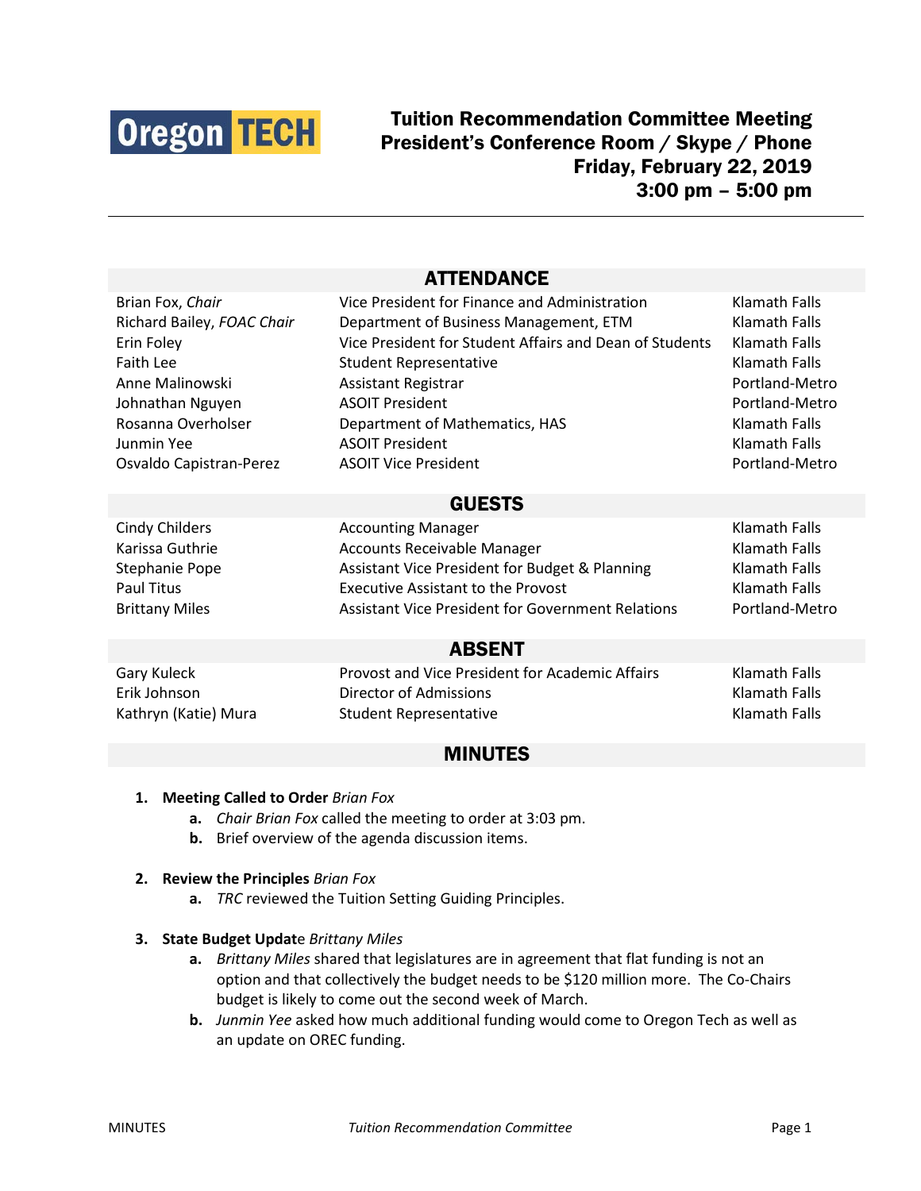Oregon TECH

# Tuition Recommendation Committee Meeting
## President's Conference Room / Skype / Phone
## Friday, February 22, 2019
## 3:00 pm – 5:00 pm

## ATTENDANCE

| | | |
|---|---|---|
| Brian Fox, *Chair* | Vice President for Finance and Administration | Klamath Falls |
| Richard Bailey, *FOAC Chair* | Department of Business Management, ETM | Klamath Falls |
| Erin Foley | Vice President for Student Affairs and Dean of Students | Klamath Falls |
| Faith Lee | Student Representative | Klamath Falls |
| Anne Malinowski | Assistant Registrar | Portland-Metro |
| Johnathan Nguyen | ASOIT President | Portland-Metro |
| Rosanna Overholser | Department of Mathematics, HAS | Klamath Falls |
| Junmin Yee | ASOIT President | Klamath Falls |
| Osvaldo Capistran-Perez | ASOIT Vice President | Portland-Metro |

## GUESTS

| | | |
|---|---|---|
| Cindy Childers | Accounting Manager | Klamath Falls |
| Karissa Guthrie | Accounts Receivable Manager | Klamath Falls |
| Stephanie Pope | Assistant Vice President for Budget & Planning | Klamath Falls |
| Paul Titus | Executive Assistant to the Provost | Klamath Falls |
| Brittany Miles | Assistant Vice President for Government Relations | Portland-Metro |

## ABSENT

| | | |
|---|---|---|
| Gary Kuleck | Provost and Vice President for Academic Affairs | Klamath Falls |
| Erik Johnson | Director of Admissions | Klamath Falls |
| Kathryn (Katie) Mura | Student Representative | Klamath Falls |

## MINUTES

1. **Meeting Called to Order** *Brian Fox*
   a. *Chair Brian Fox* called the meeting to order at 3:03 pm.
   b. Brief overview of the agenda discussion items.

2. **Review the Principles** *Brian Fox*
   a. *TRC* reviewed the Tuition Setting Guiding Principles.

3. **State Budget Update** *Brittany Miles*
   a. *Brittany Miles* shared that legislatures are in agreement that flat funding is not an option and that collectively the budget needs to be $120 million more. The Co-Chairs budget is likely to come out the second week of March.
   b. *Junmin Yee* asked how much additional funding would come to Oregon Tech as well as an update on OREC funding.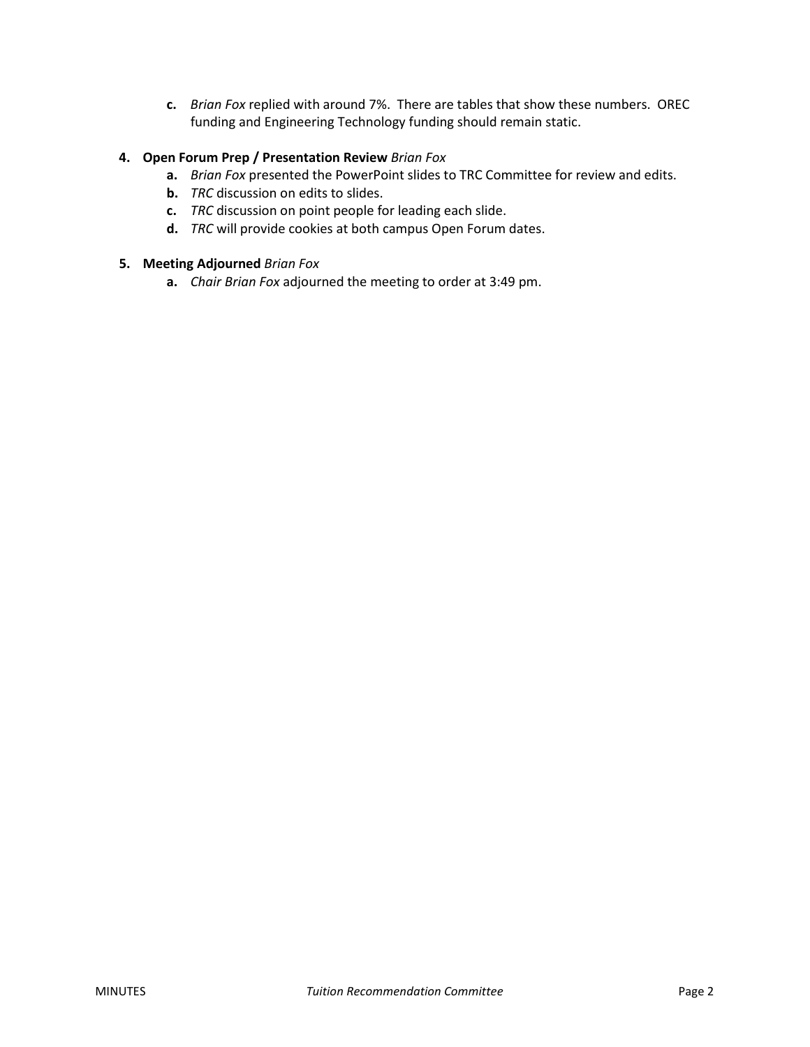c. *Brian Fox* replied with around 7%. There are tables that show these numbers. OREC funding and Engineering Technology funding should remain static.

4. **Open Forum Prep / Presentation Review** *Brian Fox*
   a. *Brian Fox* presented the PowerPoint slides to TRC Committee for review and edits.
   b. *TRC* discussion on edits to slides.
   c. *TRC* discussion on point people for leading each slide.
   d. *TRC* will provide cookies at both campus Open Forum dates.

5. **Meeting Adjourned** *Brian Fox*
   a. *Chair Brian Fox* adjourned the meeting to order at 3:49 pm.